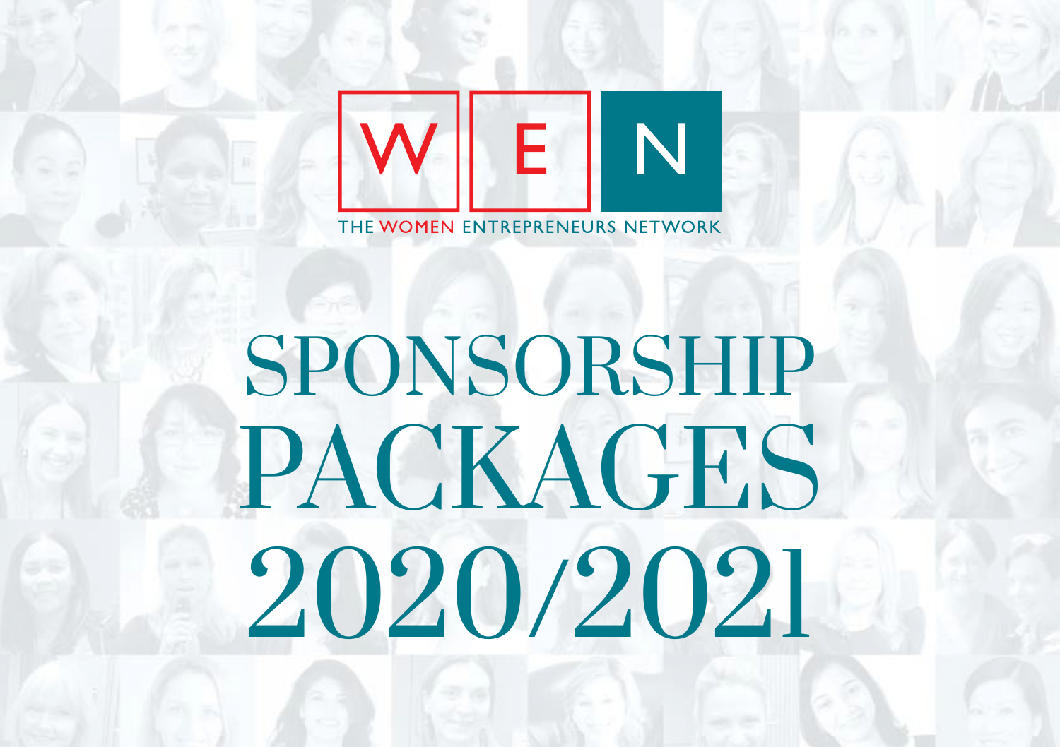W E N

THE WOMEN ENTREPRENEURS NETWORK

# SPONSORSHIP PACKAGES 2020/2021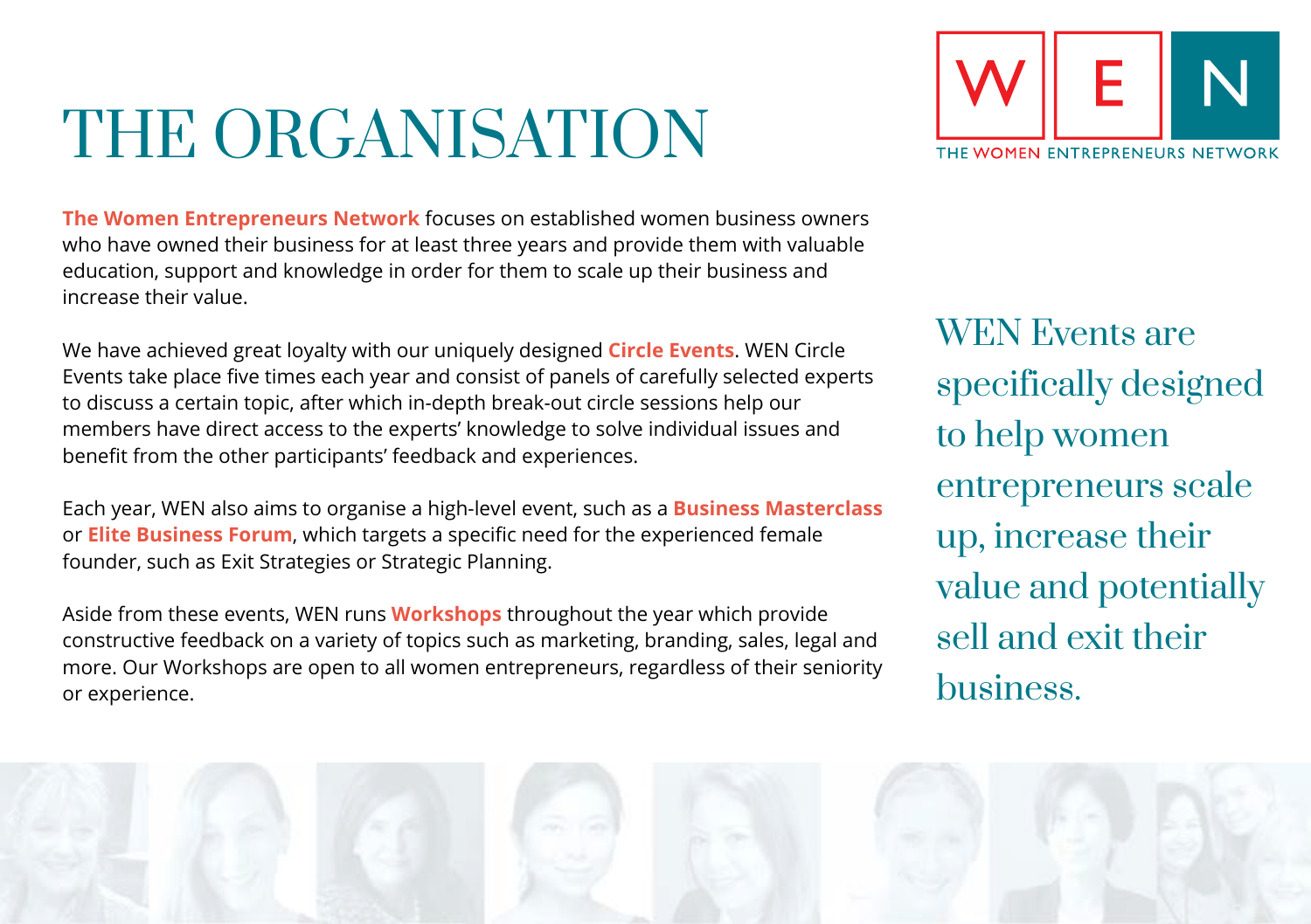# THE ORGANISATION

**The Women Entrepreneurs Network** focuses on established women business owners who have owned their business for at least three years and provide them with valuable education, support and knowledge in order for them to scale up their business and increase their value.

We have achieved great loyalty with our uniquely designed **Circle Events**. WEN Circle Events take place five times each year and consist of panels of carefully selected experts to discuss a certain topic, after which in-depth break-out circle sessions help our members have direct access to the experts' knowledge to solve individual issues and benefit from the other participants' feedback and experiences.

Each year, WEN also aims to organise a high-level event, such as a **Business Masterclass** or **Elite Business Forum**, which targets a specific need for the experienced female founder, such as Exit Strategies or Strategic Planning.

Aside from these events, WEN runs **Workshops** throughout the year which provide constructive feedback on a variety of topics such as marketing, branding, sales, legal and more. Our Workshops are open to all women entrepreneurs, regardless of their seniority or experience.

WEN Events are specifically designed to help women entrepreneurs scale up, increase their value and potentially sell and exit their business.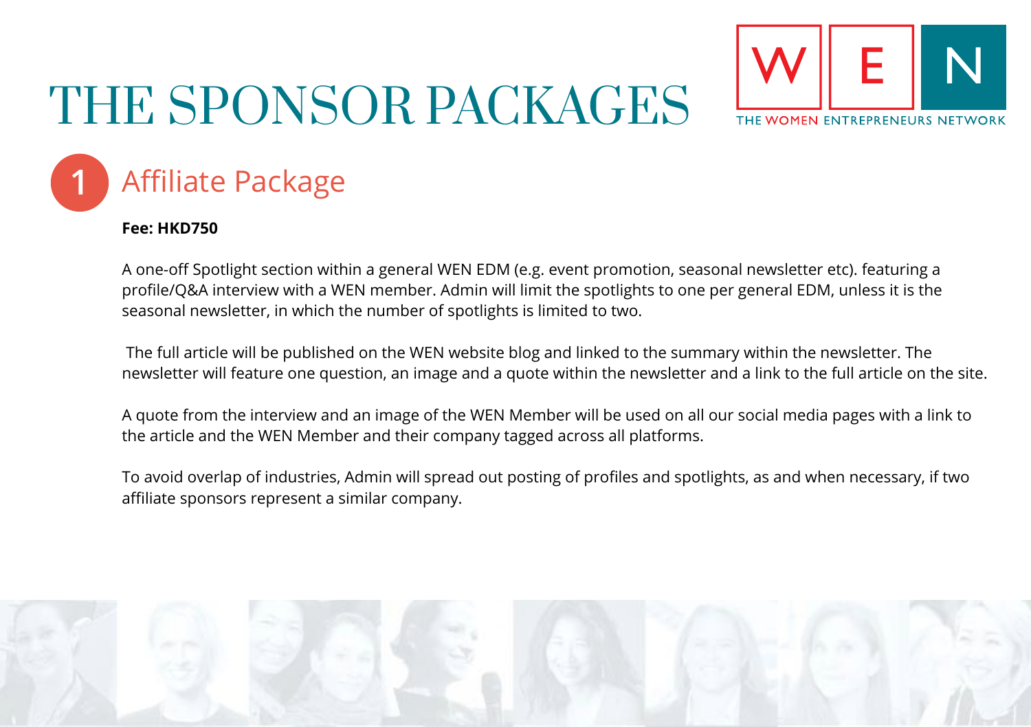# THE SPONSOR PACKAGES

W E N

THE WOMEN ENTREPRENEURS NETWORK

## 1 Affiliate Package

**Fee: HKD750**

A one-off Spotlight section within a general WEN EDM (e.g. event promotion, seasonal newsletter etc). featuring a profile/Q&A interview with a WEN member. Admin will limit the spotlights to one per general EDM, unless it is the seasonal newsletter, in which the number of spotlights is limited to two.

The full article will be published on the WEN website blog and linked to the summary within the newsletter. The newsletter will feature one question, an image and a quote within the newsletter and a link to the full article on the site.

A quote from the interview and an image of the WEN Member will be used on all our social media pages with a link to the article and the WEN Member and their company tagged across all platforms.

To avoid overlap of industries, Admin will spread out posting of profiles and spotlights, as and when necessary, if two affiliate sponsors represent a similar company.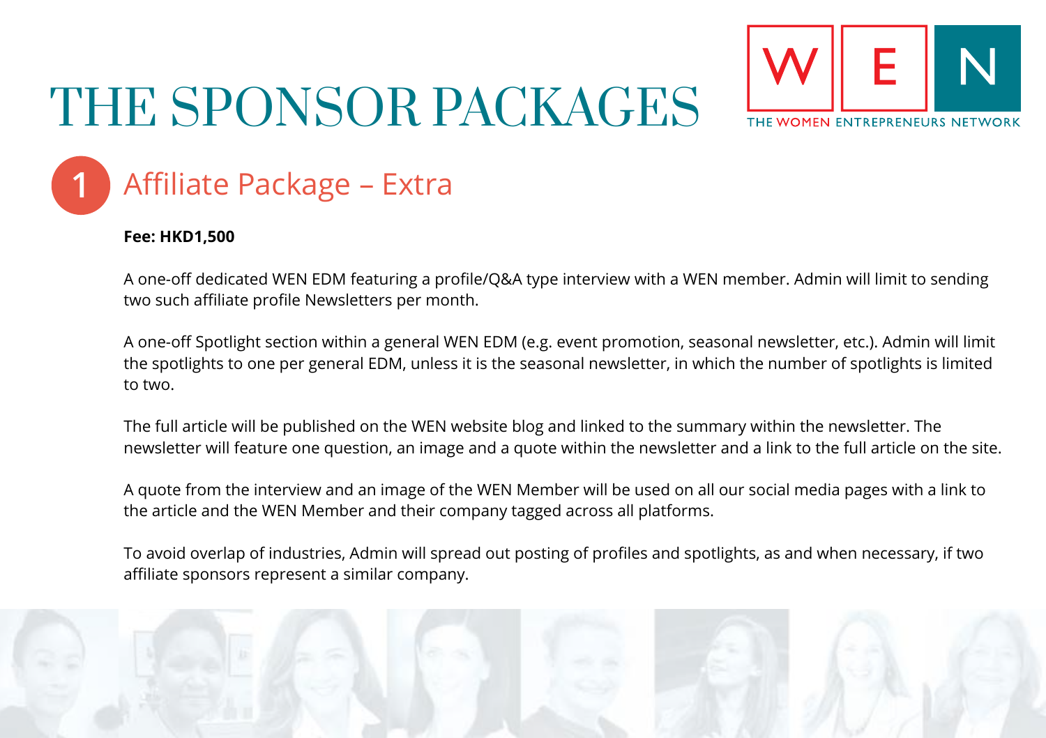# THE SPONSOR PACKAGES

W E N
THE WOMEN ENTREPRENEURS NETWORK

## 1 Affiliate Package – Extra

**Fee: HKD1,500**

A one-off dedicated WEN EDM featuring a profile/Q&A type interview with a WEN member. Admin will limit to sending two such affiliate profile Newsletters per month.

A one-off Spotlight section within a general WEN EDM (e.g. event promotion, seasonal newsletter, etc.). Admin will limit the spotlights to one per general EDM, unless it is the seasonal newsletter, in which the number of spotlights is limited to two.

The full article will be published on the WEN website blog and linked to the summary within the newsletter. The newsletter will feature one question, an image and a quote within the newsletter and a link to the full article on the site.

A quote from the interview and an image of the WEN Member will be used on all our social media pages with a link to the article and the WEN Member and their company tagged across all platforms.

To avoid overlap of industries, Admin will spread out posting of profiles and spotlights, as and when necessary, if two affiliate sponsors represent a similar company.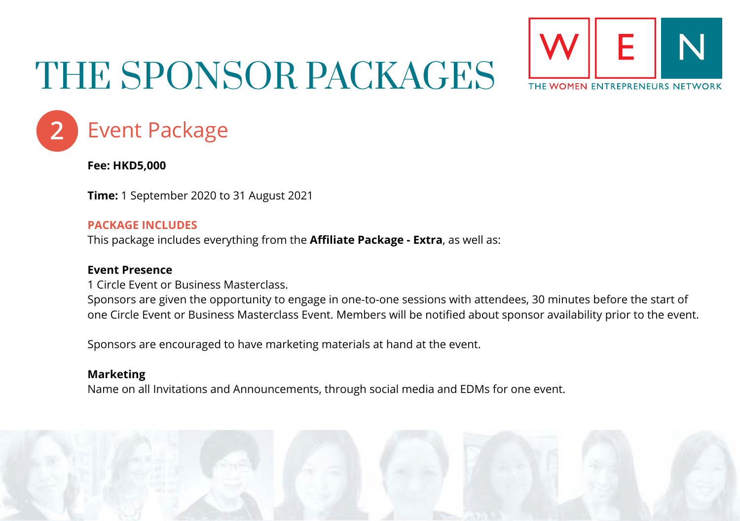# THE SPONSOR PACKAGES

THE WOMEN ENTREPRENEURS NETWORK

## 2 Event Package

**Fee: HKD5,000**

**Time:** 1 September 2020 to 31 August 2021

### PACKAGE INCLUDES

This package includes everything from the **Affiliate Package - Extra**, as well as:

**Event Presence**

1 Circle Event or Business Masterclass.

Sponsors are given the opportunity to engage in one-to-one sessions with attendees, 30 minutes before the start of one Circle Event or Business Masterclass Event. Members will be notified about sponsor availability prior to the event.

Sponsors are encouraged to have marketing materials at hand at the event.

**Marketing**

Name on all Invitations and Announcements, through social media and EDMs for one event.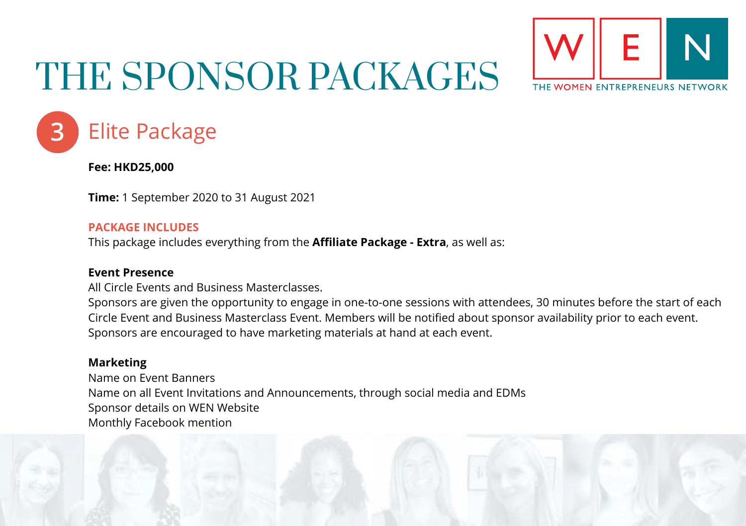# THE SPONSOR PACKAGES

W E N
THE WOMEN ENTREPRENEURS NETWORK

## 3 Elite Package

**Fee: HKD25,000**

**Time:** 1 September 2020 to 31 August 2021

**PACKAGE INCLUDES**

This package includes everything from the **Affiliate Package - Extra**, as well as:

**Event Presence**

All Circle Events and Business Masterclasses.

Sponsors are given the opportunity to engage in one-to-one sessions with attendees, 30 minutes before the start of each Circle Event and Business Masterclass Event. Members will be notified about sponsor availability prior to each event. Sponsors are encouraged to have marketing materials at hand at each event.

**Marketing**

Name on Event Banners

Name on all Event Invitations and Announcements, through social media and EDMs

Sponsor details on WEN Website

Monthly Facebook mention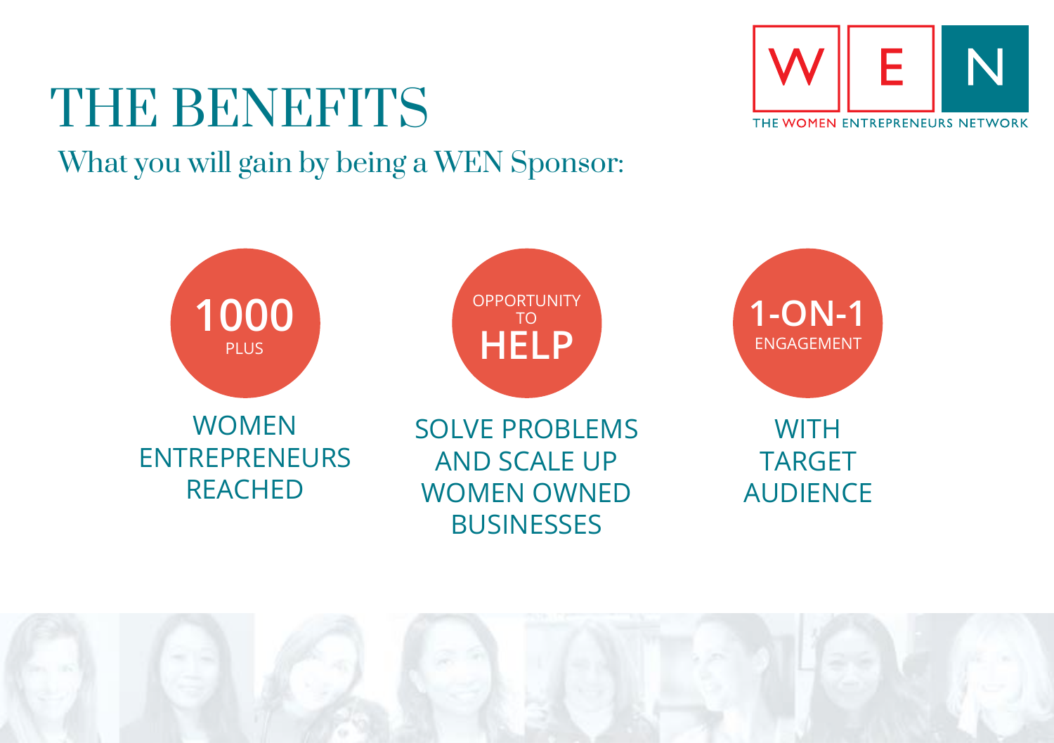# THE BENEFITS

## What you will gain by being a WEN Sponsor:

THE WOMEN ENTREPRENEURS NETWORK

**1000** PLUS

WOMEN ENTREPRENEURS REACHED

OPPORTUNITY TO **HELP**

SOLVE PROBLEMS AND SCALE UP WOMEN OWNED BUSINESSES

**1-ON-1** ENGAGEMENT

WITH TARGET AUDIENCE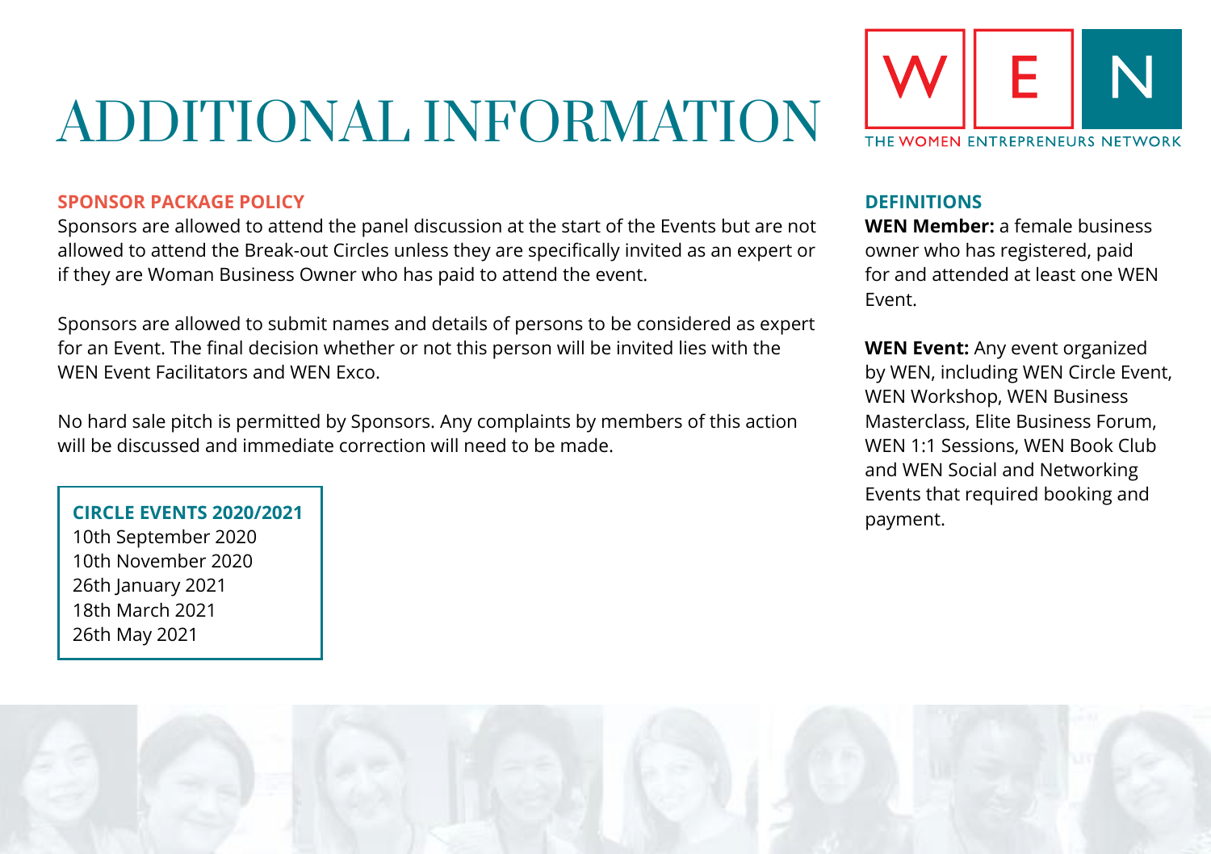# ADDITIONAL INFORMATION

W E N
THE WOMEN ENTREPRENEURS NETWORK

## SPONSOR PACKAGE POLICY

Sponsors are allowed to attend the panel discussion at the start of the Events but are not allowed to attend the Break-out Circles unless they are specifically invited as an expert or if they are Woman Business Owner who has paid to attend the event.

Sponsors are allowed to submit names and details of persons to be considered as expert for an Event. The final decision whether or not this person will be invited lies with the WEN Event Facilitators and WEN Exco.

No hard sale pitch is permitted by Sponsors. Any complaints by members of this action will be discussed and immediate correction will need to be made.

### CIRCLE EVENTS 2020/2021

10th September 2020
10th November 2020
26th January 2021
18th March 2021
26th May 2021

## DEFINITIONS

**WEN Member:** a female business owner who has registered, paid for and attended at least one WEN Event.

**WEN Event:** Any event organized by WEN, including WEN Circle Event, WEN Workshop, WEN Business Masterclass, Elite Business Forum, WEN 1:1 Sessions, WEN Book Club and WEN Social and Networking Events that required booking and payment.